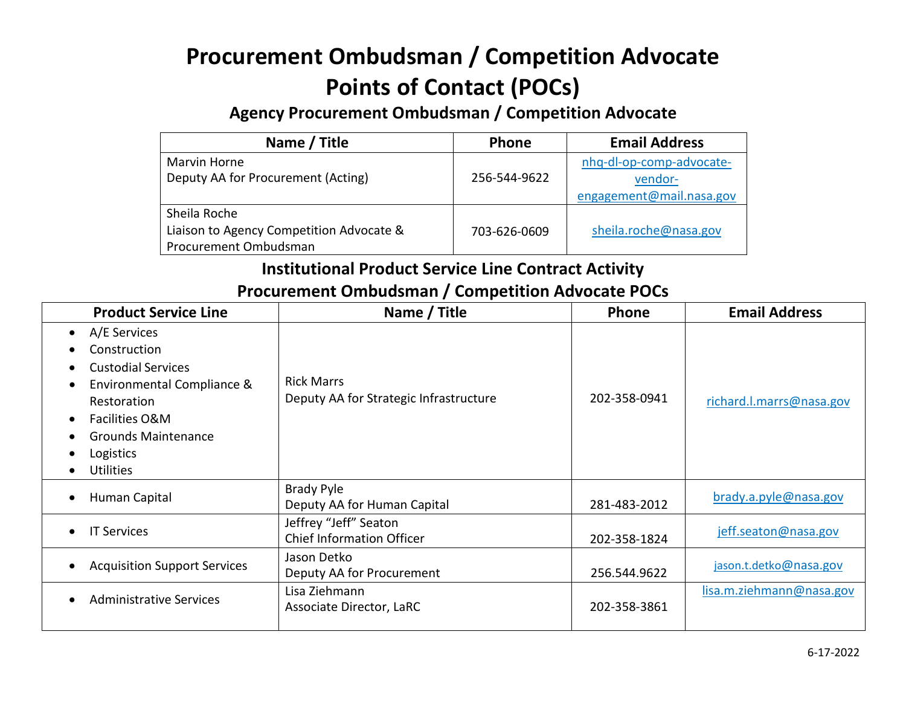# Procurement Ombudsman / Competition Advocate Points of Contact (POCs)

## Agency Procurement Ombudsman / Competition Advocate

| Name / Title | Phone | Email Address |
|---|---|---|
| Marvin Horne<br>Deputy AA for Procurement (Acting) | 256-544-9622 | nhq-dl-op-comp-advocate-vendor-engagement@mail.nasa.gov |
| Sheila Roche<br>Liaison to Agency Competition Advocate & Procurement Ombudsman | 703-626-0609 | sheila.roche@nasa.gov |

## Institutional Product Service Line Contract Activity Procurement Ombudsman / Competition Advocate POCs

| Product Service Line | Name / Title | Phone | Email Address |
|---|---|---|---|
| • A/E Services<br>• Construction<br>• Custodial Services<br>• Environmental Compliance & Restoration<br>• Facilities O&M<br>• Grounds Maintenance<br>• Logistics<br>• Utilities | Rick Marrs<br>Deputy AA for Strategic Infrastructure | 202-358-0941 | richard.l.marrs@nasa.gov |
| • Human Capital | Brady Pyle<br>Deputy AA for Human Capital | 281-483-2012 | brady.a.pyle@nasa.gov |
| • IT Services | Jeffrey “Jeff” Seaton<br>Chief Information Officer | 202-358-1824 | jeff.seaton@nasa.gov |
| • Acquisition Support Services | Jason Detko<br>Deputy AA for Procurement | 256.544.9622 | jason.t.detko@nasa.gov |
| • Administrative Services | Lisa Ziehmann<br>Associate Director, LaRC | 202-358-3861 | lisa.m.ziehmann@nasa.gov |

6-17-2022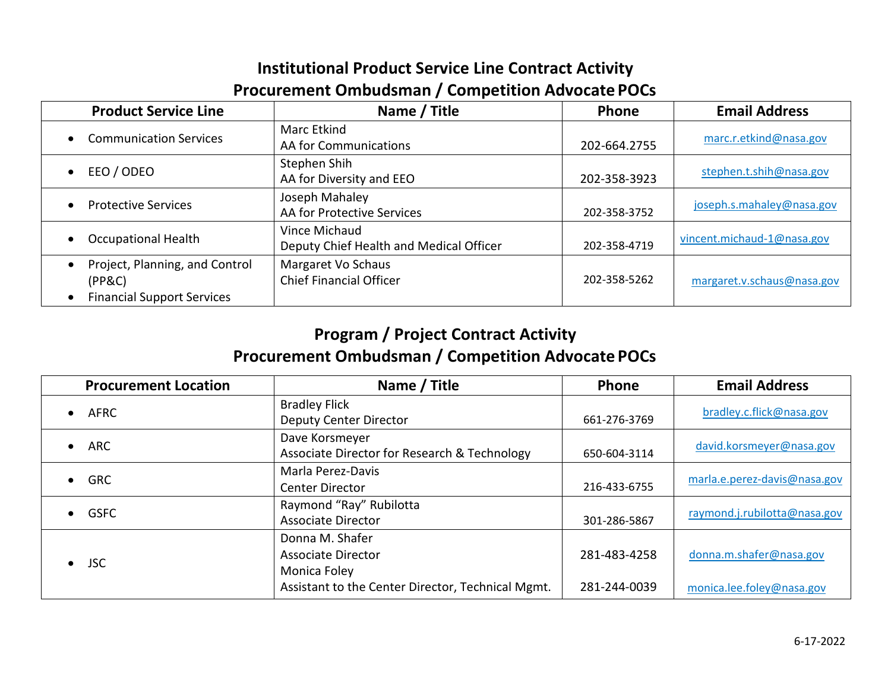## Institutional Product Service Line Contract Activity
## Procurement Ombudsman / Competition Advocate POCs

| Product Service Line | Name / Title | Phone | Email Address |
|---|---|---|---|
| • Communication Services | Marc Etkind<br>AA for Communications | 202-664.2755 | marc.r.etkind@nasa.gov |
| • EEO / ODEO | Stephen Shih<br>AA for Diversity and EEO | 202-358-3923 | stephen.t.shih@nasa.gov |
| • Protective Services | Joseph Mahaley<br>AA for Protective Services | 202-358-3752 | joseph.s.mahaley@nasa.gov |
| • Occupational Health | Vince Michaud<br>Deputy Chief Health and Medical Officer | 202-358-4719 | vincent.michaud-1@nasa.gov |
| • Project, Planning, and Control (PP&C)<br>• Financial Support Services | Margaret Vo Schaus<br>Chief Financial Officer | 202-358-5262 | margaret.v.schaus@nasa.gov |

## Program / Project Contract Activity
## Procurement Ombudsman / Competition Advocate POCs

| Procurement Location | Name / Title | Phone | Email Address |
|---|---|---|---|
| • AFRC | Bradley Flick<br>Deputy Center Director | 661-276-3769 | bradley.c.flick@nasa.gov |
| • ARC | Dave Korsmeyer<br>Associate Director for Research & Technology | 650-604-3114 | david.korsmeyer@nasa.gov |
| • GRC | Marla Perez-Davis<br>Center Director | 216-433-6755 | marla.e.perez-davis@nasa.gov |
| • GSFC | Raymond "Ray" Rubilotta<br>Associate Director | 301-286-5867 | raymond.j.rubilotta@nasa.gov |
| • JSC | Donna M. Shafer<br>Associate Director<br>Monica Foley<br>Assistant to the Center Director, Technical Mgmt. | 281-483-4258<br><br>281-244-0039 | donna.m.shafer@nasa.gov<br><br>monica.lee.foley@nasa.gov |

6-17-2022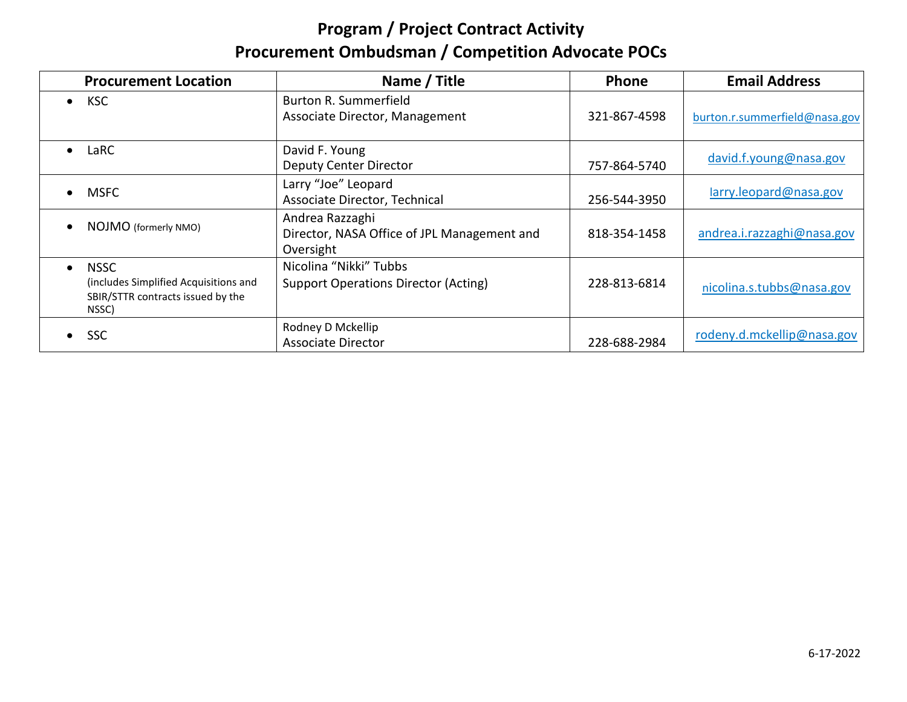# Program / Project Contract Activity
# Procurement Ombudsman / Competition Advocate POCs

| Procurement Location | Name / Title | Phone | Email Address |
|---|---|---|---|
| • KSC | Burton R. Summerfield<br>Associate Director, Management | 321-867-4598 | burton.r.summerfield@nasa.gov |
| • LaRC | David F. Young<br>Deputy Center Director | 757-864-5740 | david.f.young@nasa.gov |
| • MSFC | Larry "Joe" Leopard<br>Associate Director, Technical | 256-544-3950 | larry.leopard@nasa.gov |
| • NOJMO (formerly NMO) | Andrea Razzaghi<br>Director, NASA Office of JPL Management and Oversight | 818-354-1458 | andrea.i.razzaghi@nasa.gov |
| • NSSC<br>(includes Simplified Acquisitions and SBIR/STTR contracts issued by the NSSC) | Nicolina "Nikki" Tubbs<br>Support Operations Director (Acting) | 228-813-6814 | nicolina.s.tubbs@nasa.gov |
| • SSC | Rodney D Mckellip<br>Associate Director | 228-688-2984 | rodeny.d.mckellip@nasa.gov |

6-17-2022